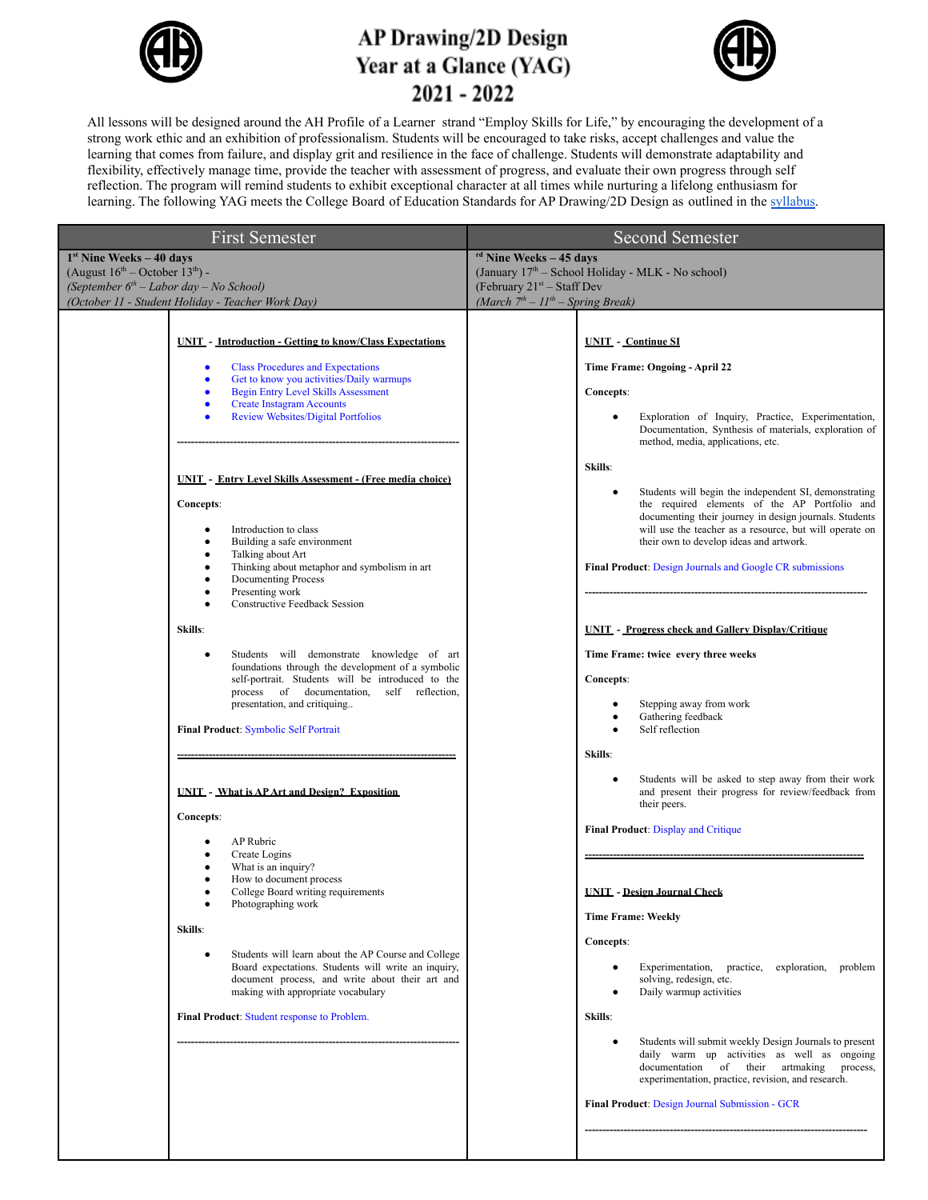# AP Drawing/2D Design
# Year at a Glance (YAG)
# 2021 - 2022

All lessons will be designed around the AH Profile of a Learner strand "Employ Skills for Life," by encouraging the development of a strong work ethic and an exhibition of professionalism. Students will be encouraged to take risks, accept challenges and value the learning that comes from failure, and display grit and resilience in the face of challenge. Students will demonstrate adaptability and flexibility, effectively manage time, provide the teacher with assessment of progress, and evaluate their own progress through self reflection. The program will remind students to exhibit exceptional character at all times while nurturing a lifelong enthusiasm for learning. The following YAG meets the College Board of Education Standards for AP Drawing/2D Design as outlined in the syllabus.

## First Semester

**1st Nine Weeks – 40 days**
(August 16th – October 13th) -
*(September 6th – Labor day – No School)*
*(October 11 - Student Holiday - Teacher Work Day)*

**UNIT - Introduction - Getting to know/Class Expectations**

- Class Procedures and Expectations
- Get to know you activities/Daily warmups
- Begin Entry Level Skills Assessment
- Create Instagram Accounts
- Review Websites/Digital Portfolios

---

**UNIT - Entry Level Skills Assessment - (Free media choice)**

**Concepts**:

- Introduction to class
- Building a safe environment
- Talking about Art
- Thinking about metaphor and symbolism in art
- Documenting Process
- Presenting work
- Constructive Feedback Session

**Skills**:

- Students will demonstrate knowledge of art foundations through the development of a symbolic self-portrait. Students will be introduced to the process of documentation, self reflection, presentation, and critiquing..

**Final Product**: Symbolic Self Portrait

---

**UNIT - What is AP Art and Design? Exposition**

**Concepts**:

- AP Rubric
- Create Logins
- What is an inquiry?
- How to document process
- College Board writing requirements
- Photographing work

**Skills**:

- Students will learn about the AP Course and College Board expectations. Students will write an inquiry, document process, and write about their art and making with appropriate vocabulary

**Final Product**: Student response to Problem.

---

## Second Semester

**rd Nine Weeks – 45 days**
(January 17th – School Holiday - MLK - No school)
(February 21st – Staff Dev
*(March 7th – 11th – Spring Break)*

**UNIT - Continue SI**

**Time Frame: Ongoing - April 22**

**Concepts**:

- Exploration of Inquiry, Practice, Experimentation, Documentation, Synthesis of materials, exploration of method, media, applications, etc.

**Skills**:

- Students will begin the independent SI, demonstrating the required elements of the AP Portfolio and documenting their journey in design journals. Students will use the teacher as a resource, but will operate on their own to develop ideas and artwork.

**Final Product**: Design Journals and Google CR submissions

---

**UNIT - Progress check and Gallery Display/Critique**

**Time Frame: twice every three weeks**

**Concepts**:

- Stepping away from work
- Gathering feedback
- Self reflection

**Skills**:

- Students will be asked to step away from their work and present their progress for review/feedback from their peers.

**Final Product**: Display and Critique

---

**UNIT - Design Journal Check**

**Time Frame: Weekly**

**Concepts**:

- Experimentation, practice, exploration, problem solving, redesign, etc.
- Daily warmup activities

**Skills**:

- Students will submit weekly Design Journals to present daily warm up activities as well as ongoing documentation of their artmaking process, experimentation, practice, revision, and research.

**Final Product**: Design Journal Submission - GCR

---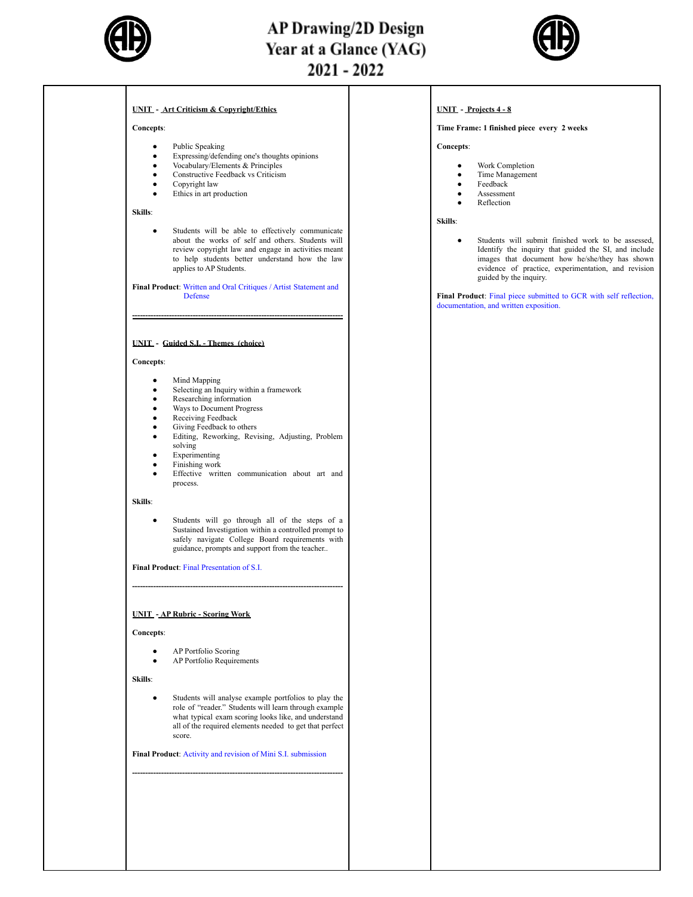# AP Drawing/2D Design Year at a Glance (YAG) 2021 - 2022

**UNIT - Art Criticism & Copyright/Ethics**

**Concepts**:

- Public Speaking
- Expressing/defending one's thoughts opinions
- Vocabulary/Elements & Principles
- Constructive Feedback vs Criticism
- Copyright law
- Ethics in art production

**Skills**:

- Students will be able to effectively communicate about the works of self and others. Students will review copyright law and engage in activities meant to help students better understand how the law applies to AP Students.

**Final Product**: Written and Oral Critiques / Artist Statement and Defense

---

**UNIT - Guided S.I. - Themes (choice)**

**Concepts**:

- Mind Mapping
- Selecting an Inquiry within a framework
- Researching information
- Ways to Document Progress
- Receiving Feedback
- Giving Feedback to others
- Editing, Reworking, Revising, Adjusting, Problem solving
- Experimenting
- Finishing work
- Effective written communication about art and process.

**Skills**:

- Students will go through all of the steps of a Sustained Investigation within a controlled prompt to safely navigate College Board requirements with guidance, prompts and support from the teacher..

**Final Product**: Final Presentation of S.I.

---

**UNIT - AP Rubric - Scoring Work**

**Concepts**:

- AP Portfolio Scoring
- AP Portfolio Requirements

**Skills**:

- Students will analyse example portfolios to play the role of "reader." Students will learn through example what typical exam scoring looks like, and understand all of the required elements needed to get that perfect score.

**Final Product**: Activity and revision of Mini S.I. submission

---

**UNIT - Projects 4 - 8**

**Time Frame: 1 finished piece every 2 weeks**

**Concepts**:

- Work Completion
- Time Management
- Feedback
- Assessment
- Reflection

**Skills**:

- Students will submit finished work to be assessed, Identify the inquiry that guided the SI, and include images that document how he/she/they has shown evidence of practice, experimentation, and revision guided by the inquiry.

**Final Product**: Final piece submitted to GCR with self reflection, documentation, and written exposition.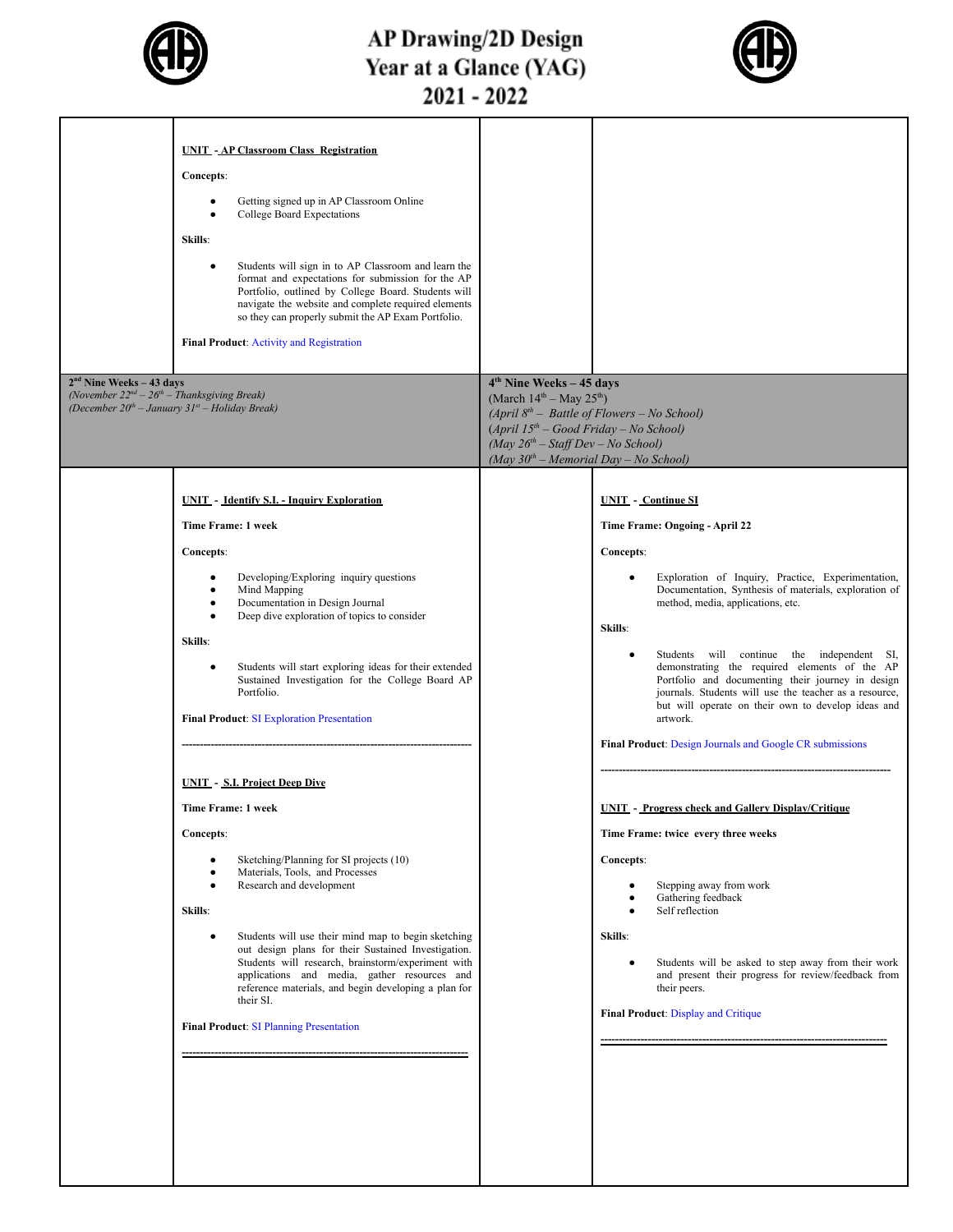# AP Drawing/2D Design
# Year at a Glance (YAG)
# 2021 - 2022

**UNIT - AP Classroom Class Registration**

**Concepts**:

- Getting signed up in AP Classroom Online
- College Board Expectations

**Skills**:

- Students will sign in to AP Classroom and learn the format and expectations for submission for the AP Portfolio, outlined by College Board. Students will navigate the website and complete required elements so they can properly submit the AP Exam Portfolio.

**Final Product**: Activity and Registration

---

## 2nd Nine Weeks – 43 days

*(November 22nd – 26th – Thanksgiving Break)*
*(December 20th – January 31st – Holiday Break)*

**UNIT - Identify S.I. - Inquiry Exploration**

**Time Frame: 1 week**

**Concepts**:

- Developing/Exploring inquiry questions
- Mind Mapping
- Documentation in Design Journal
- Deep dive exploration of topics to consider

**Skills**:

- Students will start exploring ideas for their extended Sustained Investigation for the College Board AP Portfolio.

**Final Product**: SI Exploration Presentation

---

**UNIT - S.I. Project Deep Dive**

**Time Frame: 1 week**

**Concepts**:

- Sketching/Planning for SI projects (10)
- Materials, Tools, and Processes
- Research and development

**Skills**:

- Students will use their mind map to begin sketching out design plans for their Sustained Investigation. Students will research, brainstorm/experiment with applications and media, gather resources and reference materials, and begin developing a plan for their SI.

**Final Product**: SI Planning Presentation

---

## 4th Nine Weeks – 45 days

(March 14th – May 25th)
*(April 8th – Battle of Flowers – No School)*
*(April 15th – Good Friday – No School)*
*(May 26th – Staff Dev – No School)*
*(May 30th – Memorial Day – No School)*

**UNIT - Continue SI**

**Time Frame: Ongoing - April 22**

**Concepts**:

- Exploration of Inquiry, Practice, Experimentation, Documentation, Synthesis of materials, exploration of method, media, applications, etc.

**Skills**:

- Students will continue the independent SI, demonstrating the required elements of the AP Portfolio and documenting their journey in design journals. Students will use the teacher as a resource, but will operate on their own to develop ideas and artwork.

**Final Product**: Design Journals and Google CR submissions

---

**UNIT - Progress check and Gallery Display/Critique**

**Time Frame: twice every three weeks**

**Concepts**:

- Stepping away from work
- Gathering feedback
- Self reflection

**Skills**:

- Students will be asked to step away from their work and present their progress for review/feedback from their peers.

**Final Product**: Display and Critique

---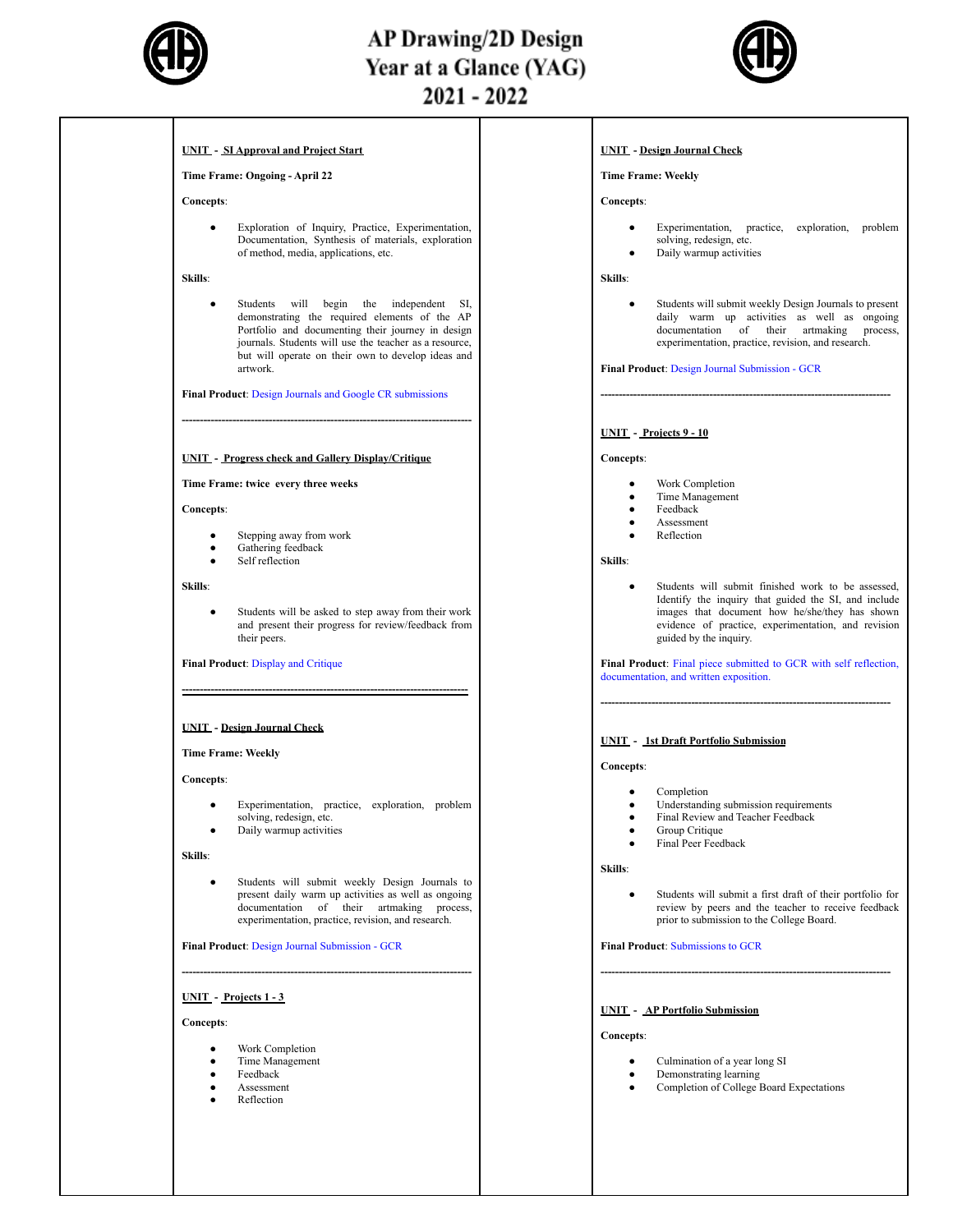# AP Drawing/2D Design
# Year at a Glance (YAG)
# 2021 - 2022

**UNIT - SI Approval and Project Start**

**Time Frame: Ongoing - April 22**

**Concepts**:

- Exploration of Inquiry, Practice, Experimentation, Documentation, Synthesis of materials, exploration of method, media, applications, etc.

**Skills**:

- Students will begin the independent SI, demonstrating the required elements of the AP Portfolio and documenting their journey in design journals. Students will use the teacher as a resource, but will operate on their own to develop ideas and artwork.

**Final Product**: Design Journals and Google CR submissions

---

**UNIT - Progress check and Gallery Display/Critique**

**Time Frame: twice every three weeks**

**Concepts**:

- Stepping away from work
- Gathering feedback
- Self reflection

**Skills**:

- Students will be asked to step away from their work and present their progress for review/feedback from their peers.

**Final Product**: Display and Critique

---

**UNIT - Design Journal Check**

**Time Frame: Weekly**

**Concepts**:

- Experimentation, practice, exploration, problem solving, redesign, etc.
- Daily warmup activities

**Skills**:

- Students will submit weekly Design Journals to present daily warm up activities as well as ongoing documentation of their artmaking process, experimentation, practice, revision, and research.

**Final Product**: Design Journal Submission - GCR

---

**UNIT - Projects 1 - 3**

**Concepts**:

- Work Completion
- Time Management
- Feedback
- Assessment
- Reflection

**UNIT - Design Journal Check**

**Time Frame: Weekly**

**Concepts**:

- Experimentation, practice, exploration, problem solving, redesign, etc.
- Daily warmup activities

**Skills**:

- Students will submit weekly Design Journals to present daily warm up activities as well as ongoing documentation of their artmaking process, experimentation, practice, revision, and research.

**Final Product**: Design Journal Submission - GCR

---

**UNIT - Projects 9 - 10**

**Concepts**:

- Work Completion
- Time Management
- Feedback
- Assessment
- Reflection

**Skills**:

- Students will submit finished work to be assessed, Identify the inquiry that guided the SI, and include images that document how he/she/they has shown evidence of practice, experimentation, and revision guided by the inquiry.

**Final Product**: Final piece submitted to GCR with self reflection, documentation, and written exposition.

---

**UNIT - 1st Draft Portfolio Submission**

**Concepts**:

- Completion
- Understanding submission requirements
- Final Review and Teacher Feedback
- Group Critique
- Final Peer Feedback

**Skills**:

- Students will submit a first draft of their portfolio for review by peers and the teacher to receive feedback prior to submission to the College Board.

**Final Product**: Submissions to GCR

---

**UNIT - AP Portfolio Submission**

**Concepts**:

- Culmination of a year long SI
- Demonstrating learning
- Completion of College Board Expectations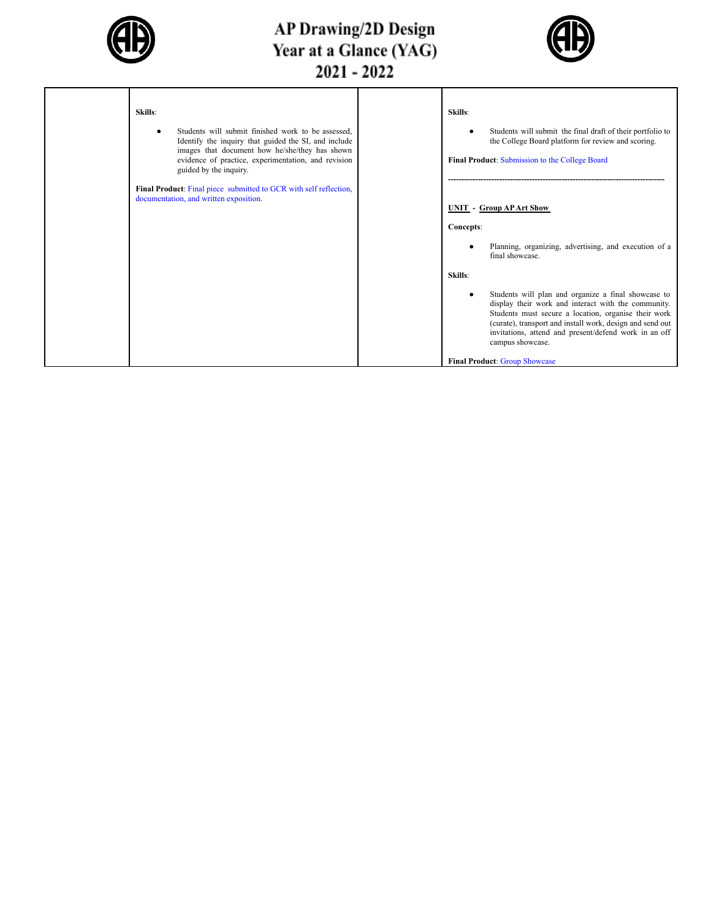# AP Drawing/2D Design
# Year at a Glance (YAG)
# 2021 - 2022

| | | | |
|---|---|---|---|
| | **Skills**:<br><br>• Students will submit finished work to be assessed, Identify the inquiry that guided the SI, and include images that document how he/she/they has shown evidence of practice, experimentation, and revision guided by the inquiry.<br><br>**Final Product**: Final piece submitted to GCR with self reflection, documentation, and written exposition. | | **Skills**:<br><br>• Students will submit the final draft of their portfolio to the College Board platform for review and scoring.<br><br>**Final Product**: Submission to the College Board<br><br>--------------------------------------------------------------------------------<br><br>**UNIT - Group AP Art Show**<br><br>**Concepts**:<br><br>• Planning, organizing, advertising, and execution of a final showcase.<br><br>**Skills**:<br><br>• Students will plan and organize a final showcase to display their work and interact with the community. Students must secure a location, organise their work (curate), transport and install work, design and send out invitations, attend and present/defend work in an off campus showcase.<br><br>**Final Product**: Group Showcase |